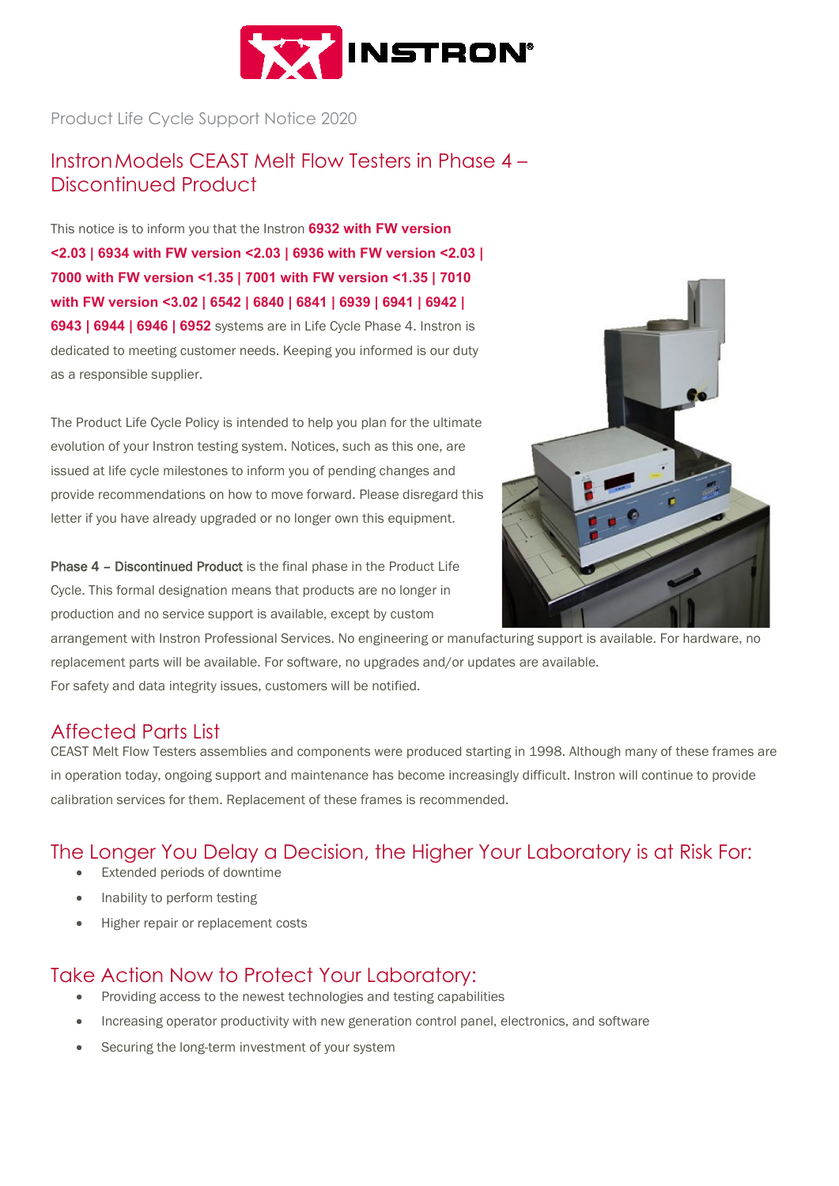Product Life Cycle Support Notice 2020

# Instron Models CEAST Melt Flow Testers in Phase 4 – Discontinued Product

This notice is to inform you that the Instron **6932 with FW version <2.03 | 6934 with FW version <2.03 | 6936 with FW version <2.03 | 7000 with FW version <1.35 | 7001 with FW version <1.35 | 7010 with FW version <3.02 | 6542 | 6840 | 6841 | 6939 | 6941 | 6942 | 6943 | 6944 | 6946 | 6952** systems are in Life Cycle Phase 4. Instron is dedicated to meeting customer needs. Keeping you informed is our duty as a responsible supplier.

The Product Life Cycle Policy is intended to help you plan for the ultimate evolution of your Instron testing system. Notices, such as this one, are issued at life cycle milestones to inform you of pending changes and provide recommendations on how to move forward. Please disregard this letter if you have already upgraded or no longer own this equipment.

**Phase 4 – Discontinued Product** is the final phase in the Product Life Cycle. This formal designation means that products are no longer in production and no service support is available, except by custom arrangement with Instron Professional Services. No engineering or manufacturing support is available. For hardware, no replacement parts will be available. For software, no upgrades and/or updates are available.
For safety and data integrity issues, customers will be notified.

## Affected Parts List

CEAST Melt Flow Testers assemblies and components were produced starting in 1998. Although many of these frames are in operation today, ongoing support and maintenance has become increasingly difficult. Instron will continue to provide calibration services for them. Replacement of these frames is recommended.

## The Longer You Delay a Decision, the Higher Your Laboratory is at Risk For:

- Extended periods of downtime
- Inability to perform testing
- Higher repair or replacement costs

## Take Action Now to Protect Your Laboratory:

- Providing access to the newest technologies and testing capabilities
- Increasing operator productivity with new generation control panel, electronics, and software
- Securing the long-term investment of your system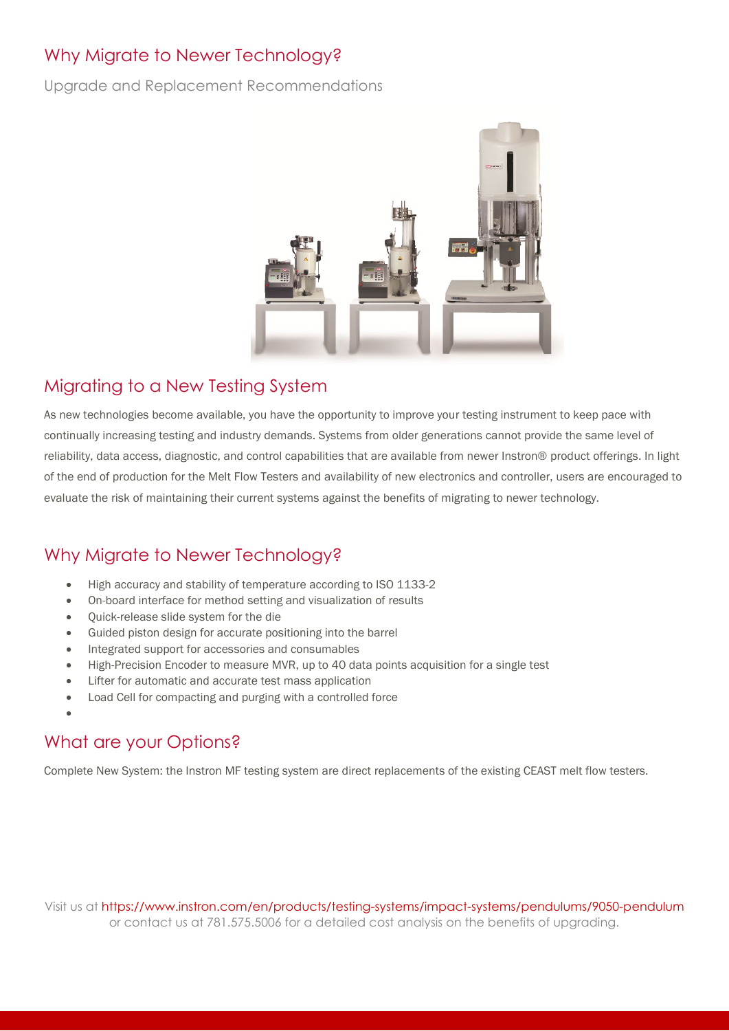# Why Migrate to Newer Technology?

Upgrade and Replacement Recommendations

## Migrating to a New Testing System

As new technologies become available, you have the opportunity to improve your testing instrument to keep pace with continually increasing testing and industry demands. Systems from older generations cannot provide the same level of reliability, data access, diagnostic, and control capabilities that are available from newer Instron® product offerings. In light of the end of production for the Melt Flow Testers and availability of new electronics and controller, users are encouraged to evaluate the risk of maintaining their current systems against the benefits of migrating to newer technology.

## Why Migrate to Newer Technology?

- High accuracy and stability of temperature according to ISO 1133-2
- On-board interface for method setting and visualization of results
- Quick-release slide system for the die
- Guided piston design for accurate positioning into the barrel
- Integrated support for accessories and consumables
- High-Precision Encoder to measure MVR, up to 40 data points acquisition for a single test
- Lifter for automatic and accurate test mass application
- Load Cell for compacting and purging with a controlled force

## What are your Options?

Complete New System: the Instron MF testing system are direct replacements of the existing CEAST melt flow testers.

Visit us at https://www.instron.com/en/products/testing-systems/impact-systems/pendulums/9050-pendulum or contact us at 781.575.5006 for a detailed cost analysis on the benefits of upgrading.